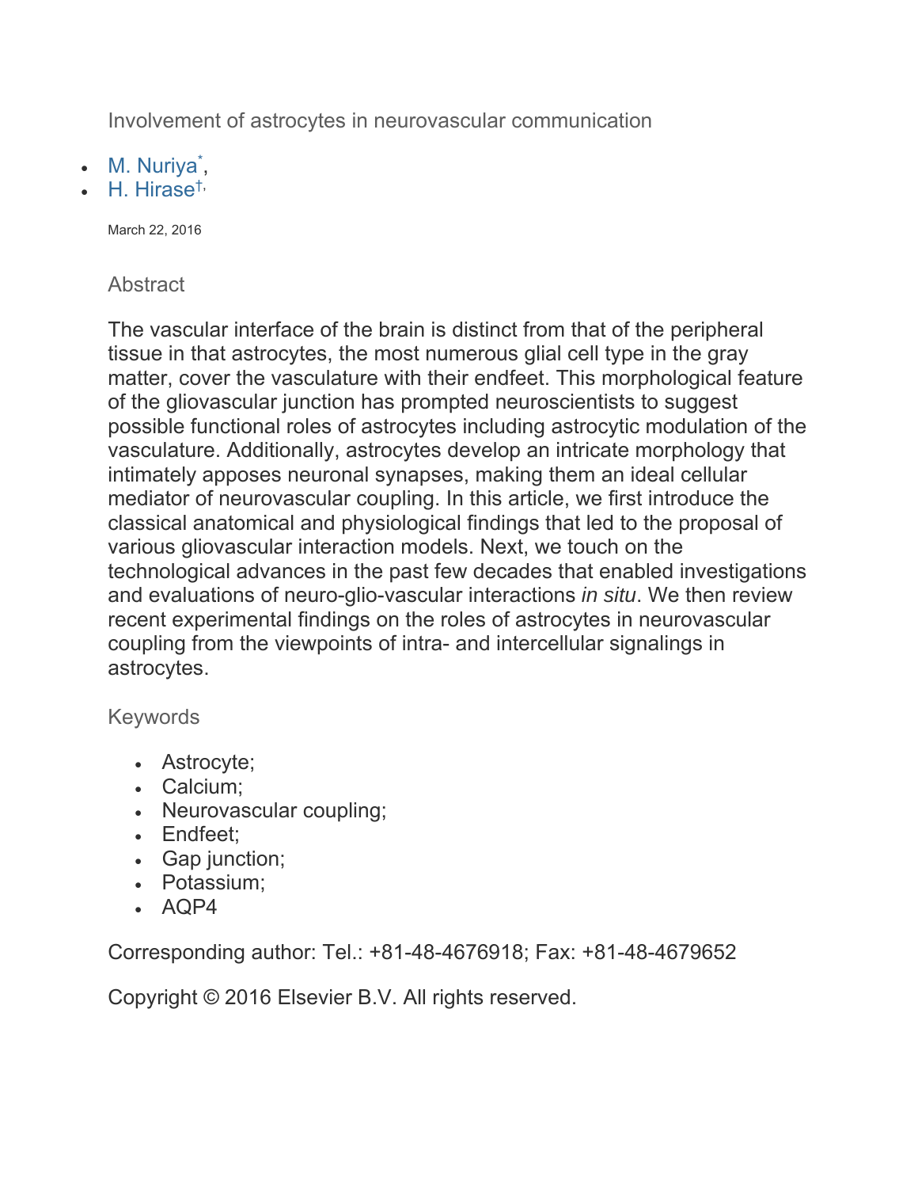# Involvement of astrocytes in neurovascular communication

- M. Nuriya[*],
- H. Hirase[†,]

March 22, 2016

## Abstract

The vascular interface of the brain is distinct from that of the peripheral tissue in that astrocytes, the most numerous glial cell type in the gray matter, cover the vasculature with their endfeet. This morphological feature of the gliovascular junction has prompted neuroscientists to suggest possible functional roles of astrocytes including astrocytic modulation of the vasculature. Additionally, astrocytes develop an intricate morphology that intimately apposes neuronal synapses, making them an ideal cellular mediator of neurovascular coupling. In this article, we first introduce the classical anatomical and physiological findings that led to the proposal of various gliovascular interaction models. Next, we touch on the technological advances in the past few decades that enabled investigations and evaluations of neuro-glio-vascular interactions *in situ*. We then review recent experimental findings on the roles of astrocytes in neurovascular coupling from the viewpoints of intra- and intercellular signalings in astrocytes.

## Keywords

- Astrocyte;
- Calcium;
- Neurovascular coupling;
- Endfeet;
- Gap junction;
- Potassium;
- AQP4

Corresponding author: Tel.: +81-48-4676918; Fax: +81-48-4679652

Copyright © 2016 Elsevier B.V. All rights reserved.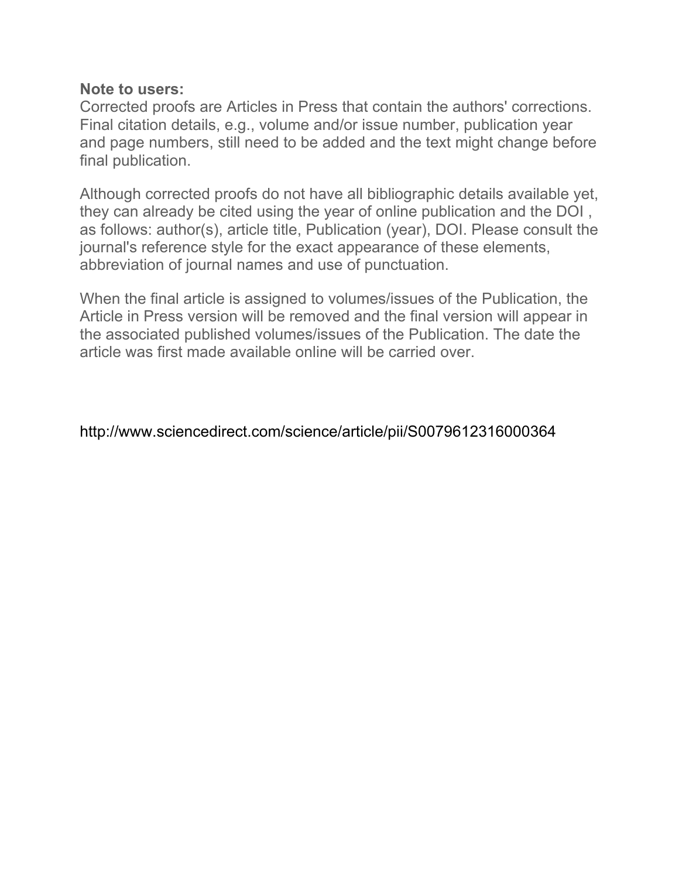**Note to users:**
Corrected proofs are Articles in Press that contain the authors' corrections. Final citation details, e.g., volume and/or issue number, publication year and page numbers, still need to be added and the text might change before final publication.

Although corrected proofs do not have all bibliographic details available yet, they can already be cited using the year of online publication and the DOI , as follows: author(s), article title, Publication (year), DOI. Please consult the journal's reference style for the exact appearance of these elements, abbreviation of journal names and use of punctuation.

When the final article is assigned to volumes/issues of the Publication, the Article in Press version will be removed and the final version will appear in the associated published volumes/issues of the Publication. The date the article was first made available online will be carried over.

http://www.sciencedirect.com/science/article/pii/S0079612316000364